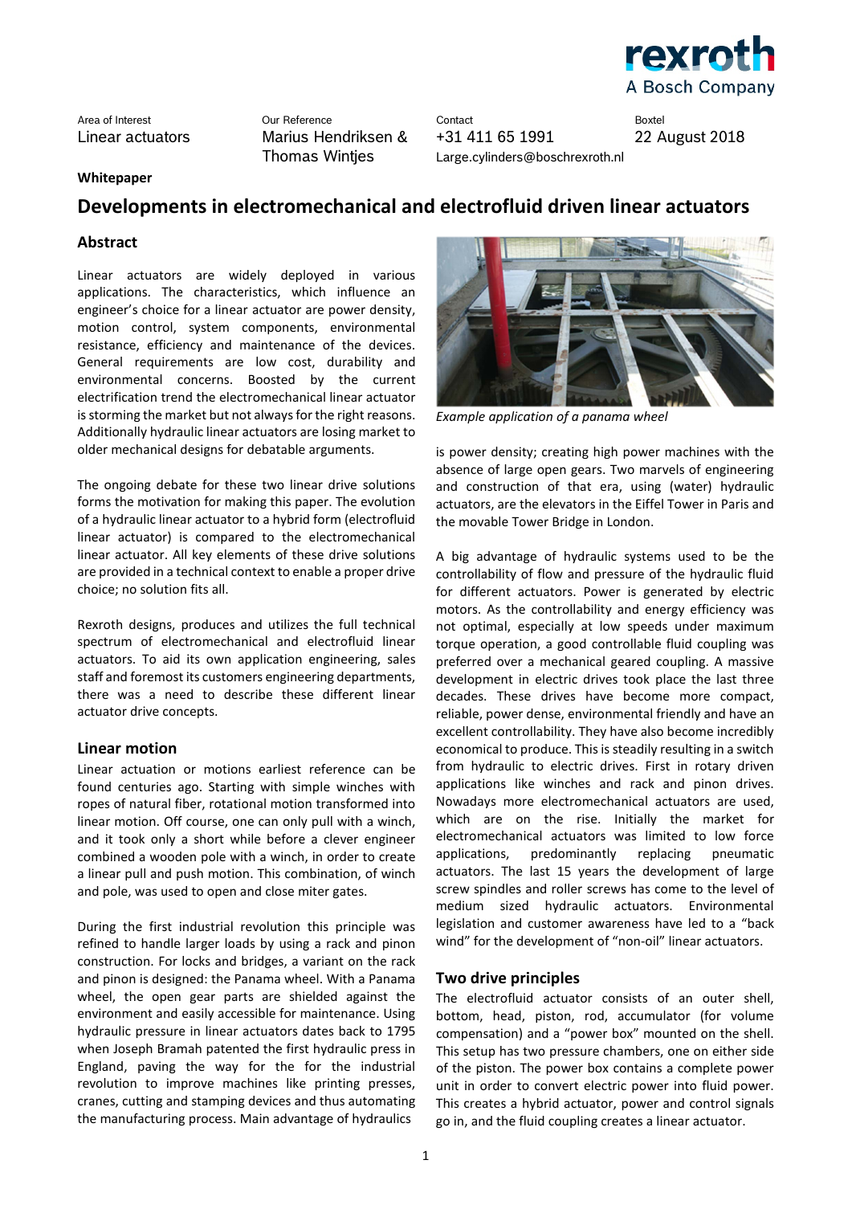| Area of Interest | Our Reference | Contact | Boxtel |
| --- | --- | --- | --- |
| Linear actuators | Marius Hendriksen & Thomas Wintjes | +31 411 65 1991 Large.cylinders@boschrexroth.nl | 22 August 2018 |

**Whitepaper**

# Developments in electromechanical and electrofluid driven linear actuators

## Abstract

Linear actuators are widely deployed in various applications. The characteristics, which influence an engineer's choice for a linear actuator are power density, motion control, system components, environmental resistance, efficiency and maintenance of the devices. General requirements are low cost, durability and environmental concerns. Boosted by the current electrification trend the electromechanical linear actuator is storming the market but not always for the right reasons. Additionally hydraulic linear actuators are losing market to older mechanical designs for debatable arguments.

The ongoing debate for these two linear drive solutions forms the motivation for making this paper. The evolution of a hydraulic linear actuator to a hybrid form (electrofluid linear actuator) is compared to the electromechanical linear actuator. All key elements of these drive solutions are provided in a technical context to enable a proper drive choice; no solution fits all.

Rexroth designs, produces and utilizes the full technical spectrum of electromechanical and electrofluid linear actuators. To aid its own application engineering, sales staff and foremost its customers engineering departments, there was a need to describe these different linear actuator drive concepts.

## Linear motion

Linear actuation or motions earliest reference can be found centuries ago. Starting with simple winches with ropes of natural fiber, rotational motion transformed into linear motion. Off course, one can only pull with a winch, and it took only a short while before a clever engineer combined a wooden pole with a winch, in order to create a linear pull and push motion. This combination, of winch and pole, was used to open and close miter gates.

During the first industrial revolution this principle was refined to handle larger loads by using a rack and pinon construction. For locks and bridges, a variant on the rack and pinon is designed: the Panama wheel. With a Panama wheel, the open gear parts are shielded against the environment and easily accessible for maintenance. Using hydraulic pressure in linear actuators dates back to 1795 when Joseph Bramah patented the first hydraulic press in England, paving the way for the for the industrial revolution to improve machines like printing presses, cranes, cutting and stamping devices and thus automating the manufacturing process. Main advantage of hydraulics is power density; creating high power machines with the absence of large open gears. Two marvels of engineering and construction of that era, using (water) hydraulic actuators, are the elevators in the Eiffel Tower in Paris and the movable Tower Bridge in London.

*Example application of a panama wheel*

A big advantage of hydraulic systems used to be the controllability of flow and pressure of the hydraulic fluid for different actuators. Power is generated by electric motors. As the controllability and energy efficiency was not optimal, especially at low speeds under maximum torque operation, a good controllable fluid coupling was preferred over a mechanical geared coupling. A massive development in electric drives took place the last three decades. These drives have become more compact, reliable, power dense, environmental friendly and have an excellent controllability. They have also become incredibly economical to produce. This is steadily resulting in a switch from hydraulic to electric drives. First in rotary driven applications like winches and rack and pinon drives. Nowadays more electromechanical actuators are used, which are on the rise. Initially the market for electromechanical actuators was limited to low force applications, predominantly replacing pneumatic actuators. The last 15 years the development of large screw spindles and roller screws has come to the level of medium sized hydraulic actuators. Environmental legislation and customer awareness have led to a "back wind" for the development of "non-oil" linear actuators.

## Two drive principles

The electrofluid actuator consists of an outer shell, bottom, head, piston, rod, accumulator (for volume compensation) and a "power box" mounted on the shell. This setup has two pressure chambers, one on either side of the piston. The power box contains a complete power unit in order to convert electric power into fluid power. This creates a hybrid actuator, power and control signals go in, and the fluid coupling creates a linear actuator.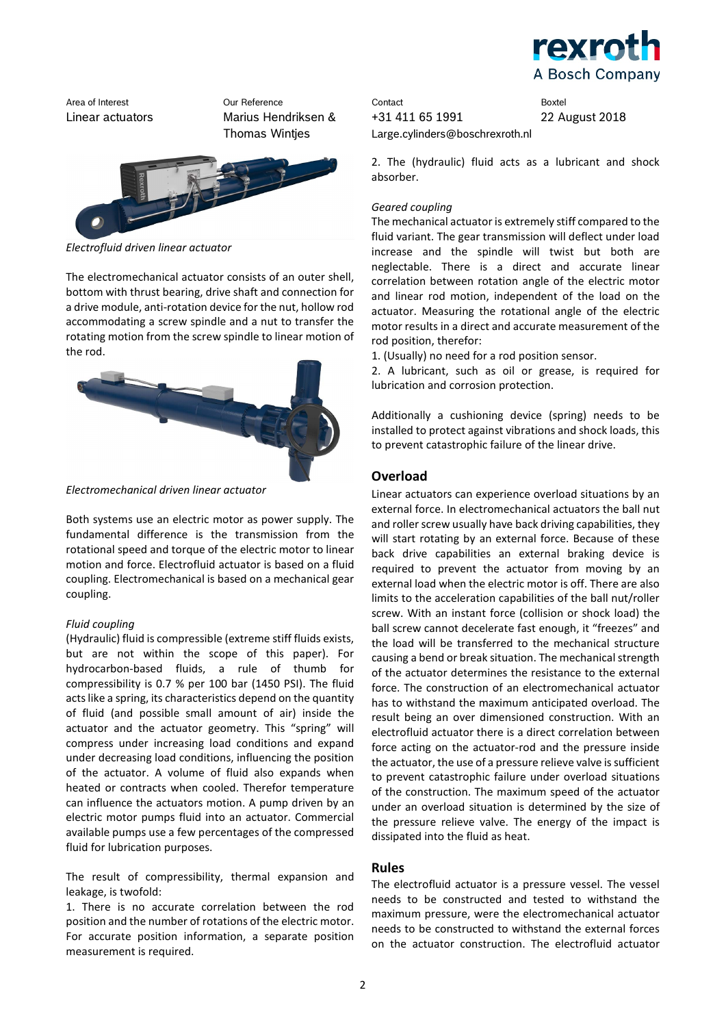| Area of Interest | Our Reference | Contact | Boxtel |
|---|---|---|---|
| Linear actuators | Marius Hendriksen & Thomas Wintjes | +31 411 65 1991 Large.cylinders@boschrexroth.nl | 22 August 2018 |

*Electrofluid driven linear actuator*

The electromechanical actuator consists of an outer shell, bottom with thrust bearing, drive shaft and connection for a drive module, anti-rotation device for the nut, hollow rod accommodating a screw spindle and a nut to transfer the rotating motion from the screw spindle to linear motion of the rod.

*Electromechanical driven linear actuator*

Both systems use an electric motor as power supply. The fundamental difference is the transmission from the rotational speed and torque of the electric motor to linear motion and force. Electrofluid actuator is based on a fluid coupling. Electromechanical is based on a mechanical gear coupling.

*Fluid coupling*

(Hydraulic) fluid is compressible (extreme stiff fluids exists, but are not within the scope of this paper). For hydrocarbon-based fluids, a rule of thumb for compressibility is 0.7 % per 100 bar (1450 PSI). The fluid acts like a spring, its characteristics depend on the quantity of fluid (and possible small amount of air) inside the actuator and the actuator geometry. This "spring" will compress under increasing load conditions and expand under decreasing load conditions, influencing the position of the actuator. A volume of fluid also expands when heated or contracts when cooled. Therefor temperature can influence the actuators motion. A pump driven by an electric motor pumps fluid into an actuator. Commercial available pumps use a few percentages of the compressed fluid for lubrication purposes.

The result of compressibility, thermal expansion and leakage, is twofold:

1. There is no accurate correlation between the rod position and the number of rotations of the electric motor. For accurate position information, a separate position measurement is required.
2. The (hydraulic) fluid acts as a lubricant and shock absorber.

*Geared coupling*

The mechanical actuator is extremely stiff compared to the fluid variant. The gear transmission will deflect under load increase and the spindle will twist but both are neglectable. There is a direct and accurate linear correlation between rotation angle of the electric motor and linear rod motion, independent of the load on the actuator. Measuring the rotational angle of the electric motor results in a direct and accurate measurement of the rod position, therefor:

1. (Usually) no need for a rod position sensor.
2. A lubricant, such as oil or grease, is required for lubrication and corrosion protection.

Additionally a cushioning device (spring) needs to be installed to protect against vibrations and shock loads, this to prevent catastrophic failure of the linear drive.

## Overload

Linear actuators can experience overload situations by an external force. In electromechanical actuators the ball nut and roller screw usually have back driving capabilities, they will start rotating by an external force. Because of these back drive capabilities an external braking device is required to prevent the actuator from moving by an external load when the electric motor is off. There are also limits to the acceleration capabilities of the ball nut/roller screw. With an instant force (collision or shock load) the ball screw cannot decelerate fast enough, it "freezes" and the load will be transferred to the mechanical structure causing a bend or break situation. The mechanical strength of the actuator determines the resistance to the external force. The construction of an electromechanical actuator has to withstand the maximum anticipated overload. The result being an over dimensioned construction. With an electrofluid actuator there is a direct correlation between force acting on the actuator-rod and the pressure inside the actuator, the use of a pressure relieve valve is sufficient to prevent catastrophic failure under overload situations of the construction. The maximum speed of the actuator under an overload situation is determined by the size of the pressure relieve valve. The energy of the impact is dissipated into the fluid as heat.

## Rules

The electrofluid actuator is a pressure vessel. The vessel needs to be constructed and tested to withstand the maximum pressure, were the electromechanical actuator needs to be constructed to withstand the external forces on the actuator construction. The electrofluid actuator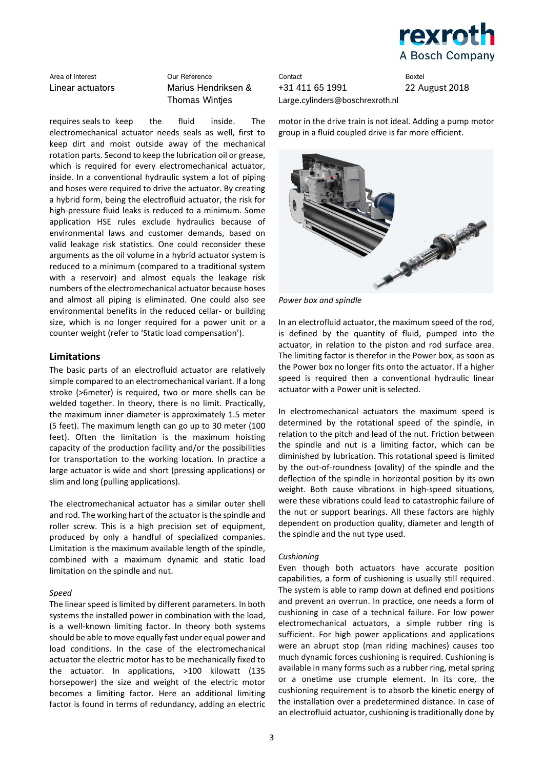requires seals to keep the fluid inside. The electromechanical actuator needs seals as well, first to keep dirt and moist outside away of the mechanical rotation parts. Second to keep the lubrication oil or grease, which is required for every electromechanical actuator, inside. In a conventional hydraulic system a lot of piping and hoses were required to drive the actuator. By creating a hybrid form, being the electrofluid actuator, the risk for high-pressure fluid leaks is reduced to a minimum. Some application HSE rules exclude hydraulics because of environmental laws and customer demands, based on valid leakage risk statistics. One could reconsider these arguments as the oil volume in a hybrid actuator system is reduced to a minimum (compared to a traditional system with a reservoir) and almost equals the leakage risk numbers of the electromechanical actuator because hoses and almost all piping is eliminated. One could also see environmental benefits in the reduced cellar- or building size, which is no longer required for a power unit or a counter weight (refer to 'Static load compensation').

## Limitations

The basic parts of an electrofluid actuator are relatively simple compared to an electromechanical variant. If a long stroke (>6meter) is required, two or more shells can be welded together. In theory, there is no limit. Practically, the maximum inner diameter is approximately 1.5 meter (5 feet). The maximum length can go up to 30 meter (100 feet). Often the limitation is the maximum hoisting capacity of the production facility and/or the possibilities for transportation to the working location. In practice a large actuator is wide and short (pressing applications) or slim and long (pulling applications).

The electromechanical actuator has a similar outer shell and rod. The working hart of the actuator is the spindle and roller screw. This is a high precision set of equipment, produced by only a handful of specialized companies. Limitation is the maximum available length of the spindle, combined with a maximum dynamic and static load limitation on the spindle and nut.

*Speed*

The linear speed is limited by different parameters. In both systems the installed power in combination with the load, is a well-known limiting factor. In theory both systems should be able to move equally fast under equal power and load conditions. In the case of the electromechanical actuator the electric motor has to be mechanically fixed to the actuator. In applications, >100 kilowatt (135 horsepower) the size and weight of the electric motor becomes a limiting factor. Here an additional limiting factor is found in terms of redundancy, adding an electric motor in the drive train is not ideal. Adding a pump motor group in a fluid coupled drive is far more efficient.

*Power box and spindle*

In an electrofluid actuator, the maximum speed of the rod, is defined by the quantity of fluid, pumped into the actuator, in relation to the piston and rod surface area. The limiting factor is therefor in the Power box, as soon as the Power box no longer fits onto the actuator. If a higher speed is required then a conventional hydraulic linear actuator with a Power unit is selected.

In electromechanical actuators the maximum speed is determined by the rotational speed of the spindle, in relation to the pitch and lead of the nut. Friction between the spindle and nut is a limiting factor, which can be diminished by lubrication. This rotational speed is limited by the out-of-roundness (ovality) of the spindle and the deflection of the spindle in horizontal position by its own weight. Both cause vibrations in high-speed situations, were these vibrations could lead to catastrophic failure of the nut or support bearings. All these factors are highly dependent on production quality, diameter and length of the spindle and the nut type used.

*Cushioning*

Even though both actuators have accurate position capabilities, a form of cushioning is usually still required. The system is able to ramp down at defined end positions and prevent an overrun. In practice, one needs a form of cushioning in case of a technical failure. For low power electromechanical actuators, a simple rubber ring is sufficient. For high power applications and applications were an abrupt stop (man riding machines) causes too much dynamic forces cushioning is required. Cushioning is available in many forms such as a rubber ring, metal spring or a onetime use crumple element. In its core, the cushioning requirement is to absorb the kinetic energy of the installation over a predetermined distance. In case of an electrofluid actuator, cushioning is traditionally done by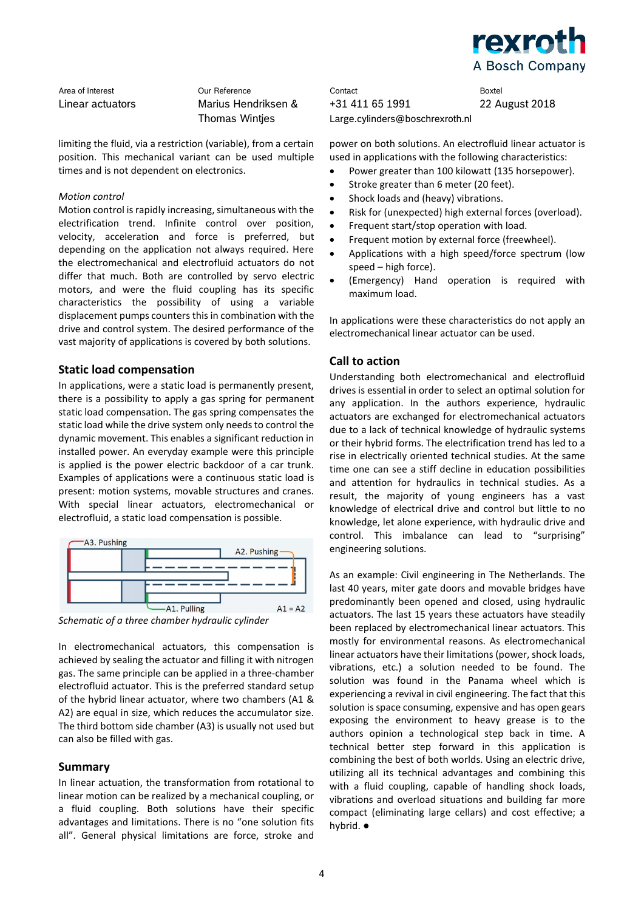| Area of Interest | Our Reference | Contact | Boxtel |
|---|---|---|---|
| Linear actuators | Marius Hendriksen & Thomas Wintjes | +31 411 65 1991 Large.cylinders@boschrexroth.nl | 22 August 2018 |

limiting the fluid, via a restriction (variable), from a certain position. This mechanical variant can be used multiple times and is not dependent on electronics.

*Motion control*

Motion control is rapidly increasing, simultaneous with the electrification trend. Infinite control over position, velocity, acceleration and force is preferred, but depending on the application not always required. Here the electromechanical and electrofluid actuators do not differ that much. Both are controlled by servo electric motors, and were the fluid coupling has its specific characteristics the possibility of using a variable displacement pumps counters this in combination with the drive and control system. The desired performance of the vast majority of applications is covered by both solutions.

## Static load compensation

In applications, were a static load is permanently present, there is a possibility to apply a gas spring for permanent static load compensation. The gas spring compensates the static load while the drive system only needs to control the dynamic movement. This enables a significant reduction in installed power. An everyday example were this principle is applied is the power electric backdoor of a car trunk. Examples of applications were a continuous static load is present: motion systems, movable structures and cranes. With special linear actuators, electromechanical or electrofluid, a static load compensation is possible.

A3. Pushing
A2. Pushing
A1. Pulling
A1 = A2

*Schematic of a three chamber hydraulic cylinder*

In electromechanical actuators, this compensation is achieved by sealing the actuator and filling it with nitrogen gas. The same principle can be applied in a three-chamber electrofluid actuator. This is the preferred standard setup of the hybrid linear actuator, where two chambers (A1 & A2) are equal in size, which reduces the accumulator size. The third bottom side chamber (A3) is usually not used but can also be filled with gas.

## Summary

In linear actuation, the transformation from rotational to linear motion can be realized by a mechanical coupling, or a fluid coupling. Both solutions have their specific advantages and limitations. There is no "one solution fits all". General physical limitations are force, stroke and power on both solutions. An electrofluid linear actuator is used in applications with the following characteristics:

- Power greater than 100 kilowatt (135 horsepower).
- Stroke greater than 6 meter (20 feet).
- Shock loads and (heavy) vibrations.
- Risk for (unexpected) high external forces (overload).
- Frequent start/stop operation with load.
- Frequent motion by external force (freewheel).
- Applications with a high speed/force spectrum (low speed – high force).
- (Emergency) Hand operation is required with maximum load.

In applications were these characteristics do not apply an electromechanical linear actuator can be used.

## Call to action

Understanding both electromechanical and electrofluid drives is essential in order to select an optimal solution for any application. In the authors experience, hydraulic actuators are exchanged for electromechanical actuators due to a lack of technical knowledge of hydraulic systems or their hybrid forms. The electrification trend has led to a rise in electrically oriented technical studies. At the same time one can see a stiff decline in education possibilities and attention for hydraulics in technical studies. As a result, the majority of young engineers has a vast knowledge of electrical drive and control but little to no knowledge, let alone experience, with hydraulic drive and control. This imbalance can lead to "surprising" engineering solutions.

As an example: Civil engineering in The Netherlands. The last 40 years, miter gate doors and movable bridges have predominantly been opened and closed, using hydraulic actuators. The last 15 years these actuators have steadily been replaced by electromechanical linear actuators. This mostly for environmental reasons. As electromechanical linear actuators have their limitations (power, shock loads, vibrations, etc.) a solution needed to be found. The solution was found in the Panama wheel which is experiencing a revival in civil engineering. The fact that this solution is space consuming, expensive and has open gears exposing the environment to heavy grease is to the authors opinion a technological step back in time. A technical better step forward in this application is combining the best of both worlds. Using an electric drive, utilizing all its technical advantages and combining this with a fluid coupling, capable of handling shock loads, vibrations and overload situations and building far more compact (eliminating large cellars) and cost effective; a hybrid. ●